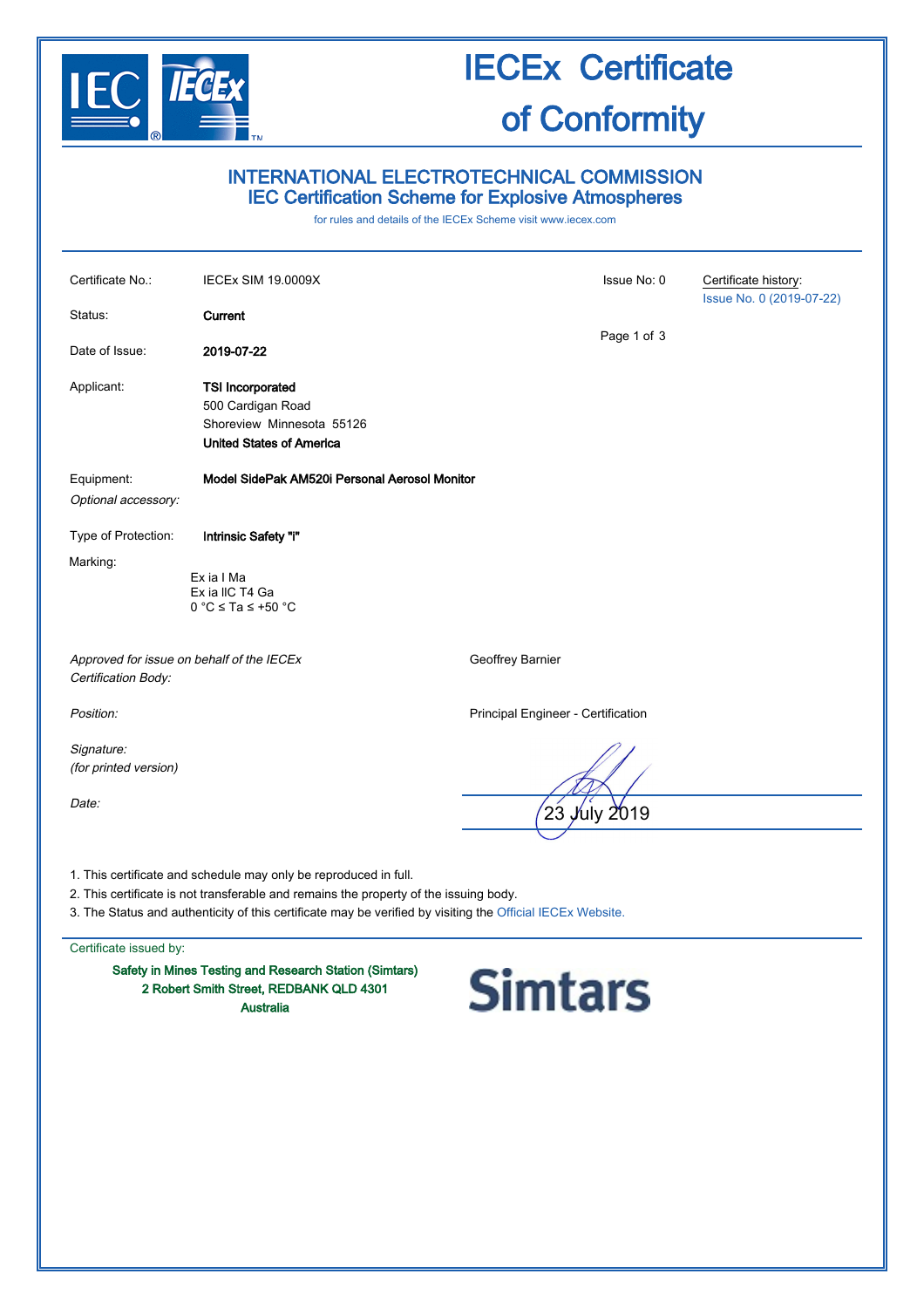# IECEx Certificate of Conformity

## INTERNATIONAL ELECTROTECHNICAL COMMISSION
## IEC Certification Scheme for Explosive Atmospheres

for rules and details of the IECEx Scheme visit www.iecex.com

| | | | |
|---|---|---|---|
| Certificate No.: | IECEx SIM 19.0009X | Issue No: 0 | Certificate history: Issue No. 0 (2019-07-22) |
| Status: | **Current** | | |
| Date of Issue: | **2019-07-22** | | |

Applicant: **TSI Incorporated**
500 Cardigan Road
Shoreview Minnesota 55126
**United States of America**

Equipment: **Model SidePak AM520i Personal Aerosol Monitor**

*Optional accessory:*

Type of Protection: **Intrinsic Safety "i"**

Marking:

Ex ia I Ma
Ex ia IIC T4 Ga
0 °C ≤ Ta ≤ +50 °C

*Approved for issue on behalf of the IECEx Certification Body:* Geoffrey Barnier

*Position:* Principal Engineer - Certification

*Signature: (for printed version)*

*Date:* 23 July 2019

1. This certificate and schedule may only be reproduced in full.
2. This certificate is not transferable and remains the property of the issuing body.
3. The Status and authenticity of this certificate may be verified by visiting the Official IECEx Website.

Certificate issued by:

**Safety in Mines Testing and Research Station (Simtars)**
**2 Robert Smith Street, REDBANK QLD 4301**
**Australia**

Simtars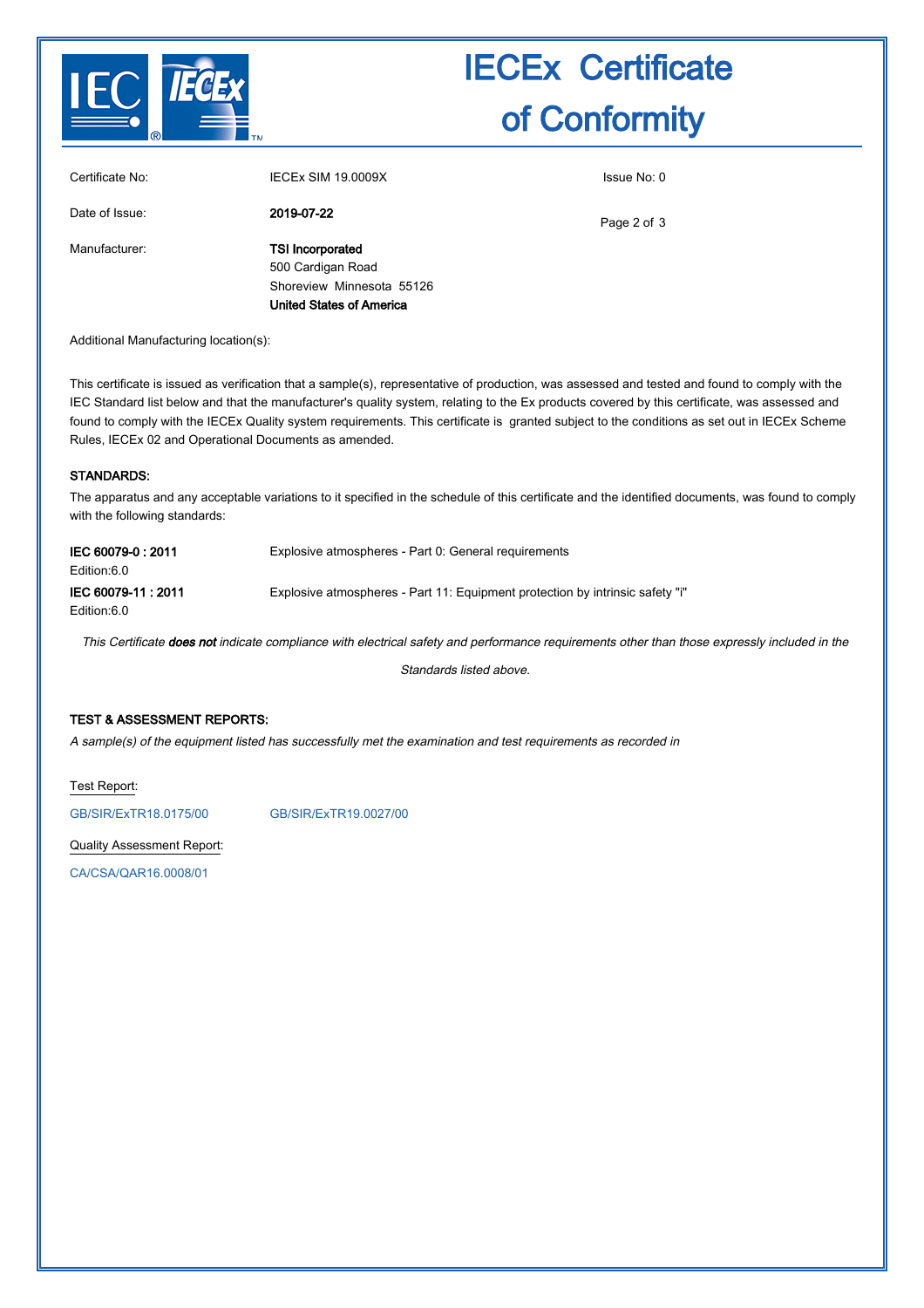# IECEx Certificate of Conformity

| | | |
|---|---|---|
| Certificate No: | IECEx SIM 19.0009X | Issue No: 0 |
| Date of Issue: | **2019-07-22** | |
| Manufacturer: | **TSI Incorporated**<br>500 Cardigan Road<br>Shoreview Minnesota 55126<br>**United States of America** | |

Additional Manufacturing location(s):

This certificate is issued as verification that a sample(s), representative of production, was assessed and tested and found to comply with the IEC Standard list below and that the manufacturer's quality system, relating to the Ex products covered by this certificate, was assessed and found to comply with the IECEx Quality system requirements. This certificate is granted subject to the conditions as set out in IECEx Scheme Rules, IECEx 02 and Operational Documents as amended.

### STANDARDS:

The apparatus and any acceptable variations to it specified in the schedule of this certificate and the identified documents, was found to comply with the following standards:

| | |
|---|---|
| **IEC 60079-0 : 2011**<br>Edition:6.0 | Explosive atmospheres - Part 0: General requirements |
| **IEC 60079-11 : 2011**<br>Edition:6.0 | Explosive atmospheres - Part 11: Equipment protection by intrinsic safety "i" |

*This Certificate **does not** indicate compliance with electrical safety and performance requirements other than those expressly included in the Standards listed above.*

### TEST & ASSESSMENT REPORTS:

*A sample(s) of the equipment listed has successfully met the examination and test requirements as recorded in*

Test Report:

GB/SIR/ExTR18.0175/00    GB/SIR/ExTR19.0027/00

Quality Assessment Report:

CA/CSA/QAR16.0008/01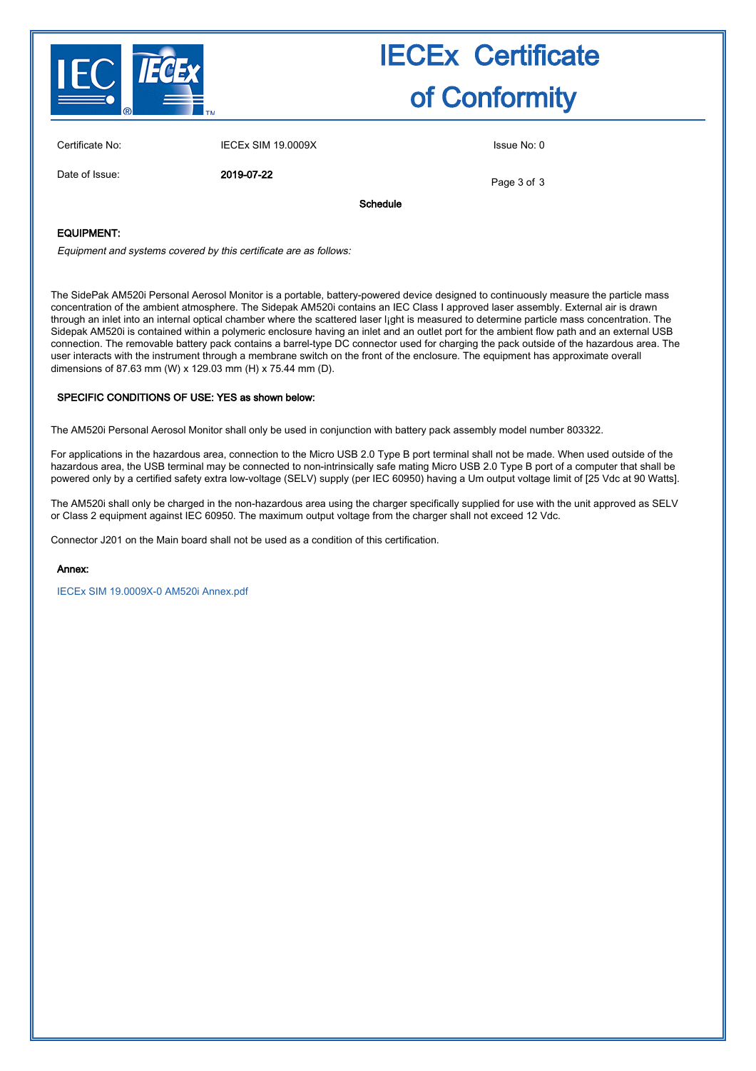# IECEx Certificate of Conformity

Certificate No: IECEx SIM 19.0009X

Issue No: 0

Date of Issue: **2019-07-22**

**Schedule**

**EQUIPMENT:**

*Equipment and systems covered by this certificate are as follows:*

The SidePak AM520i Personal Aerosol Monitor is a portable, battery-powered device designed to continuously measure the particle mass concentration of the ambient atmosphere. The Sidepak AM520i contains an IEC Class I approved laser assembly. External air is drawn through an inlet into an internal optical chamber where the scattered laser l¡ght is measured to determine particle mass concentration. The Sidepak AM520i is contained within a polymeric enclosure having an inlet and an outlet port for the ambient flow path and an external USB connection. The removable battery pack contains a barrel-type DC connector used for charging the pack outside of the hazardous area. The user interacts with the instrument through a membrane switch on the front of the enclosure. The equipment has approximate overall dimensions of 87.63 mm (W) x 129.03 mm (H) x 75.44 mm (D).

**SPECIFIC CONDITIONS OF USE: YES as shown below:**

The AM520i Personal Aerosol Monitor shall only be used in conjunction with battery pack assembly model number 803322.

For applications in the hazardous area, connection to the Micro USB 2.0 Type B port terminal shall not be made. When used outside of the hazardous area, the USB terminal may be connected to non-intrinsically safe mating Micro USB 2.0 Type B port of a computer that shall be powered only by a certified safety extra low-voltage (SELV) supply (per IEC 60950) having a Um output voltage limit of [25 Vdc at 90 Watts].

The AM520i shall only be charged in the non-hazardous area using the charger specifically supplied for use with the unit approved as SELV or Class 2 equipment against IEC 60950. The maximum output voltage from the charger shall not exceed 12 Vdc.

Connector J201 on the Main board shall not be used as a condition of this certification.

**Annex:**

IECEx SIM 19.0009X-0 AM520i Annex.pdf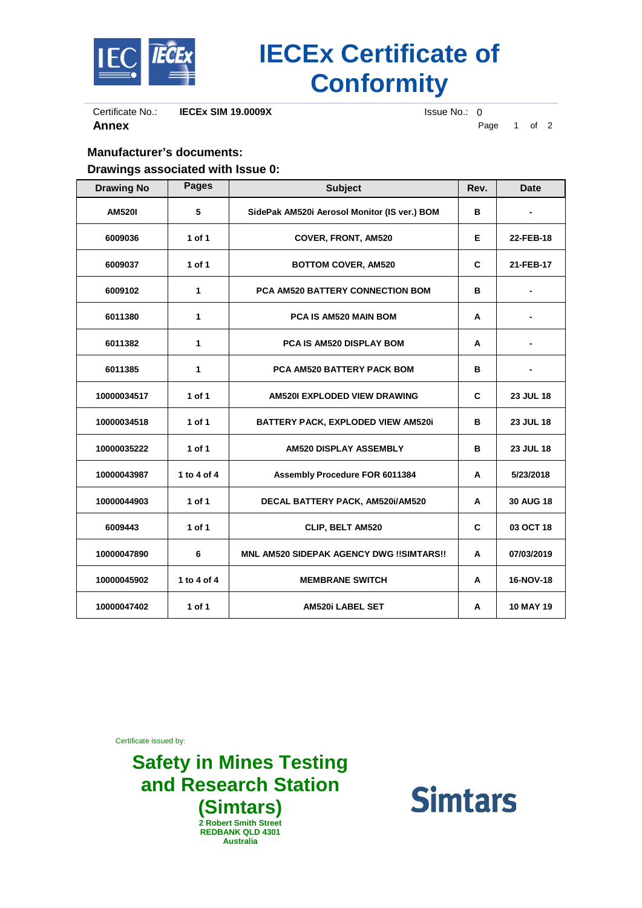# IECEx Certificate of Conformity

Certificate No.: **IECEx SIM 19.0009X** Issue No.: 0

**Annex**

### Manufacturer's documents:

### Drawings associated with Issue 0:

| Drawing No | Pages | Subject | Rev. | Date |
|---|---|---|---|---|
| AM520I | 5 | SidePak AM520i Aerosol Monitor (IS ver.) BOM | B | - |
| 6009036 | 1 of 1 | COVER, FRONT, AM520 | E | 22-FEB-18 |
| 6009037 | 1 of 1 | BOTTOM COVER, AM520 | C | 21-FEB-17 |
| 6009102 | 1 | PCA AM520 BATTERY CONNECTION BOM | B | - |
| 6011380 | 1 | PCA IS AM520 MAIN BOM | A | - |
| 6011382 | 1 | PCA IS AM520 DISPLAY BOM | A | - |
| 6011385 | 1 | PCA AM520 BATTERY PACK BOM | B | - |
| 10000034517 | 1 of 1 | AM520I EXPLODED VIEW DRAWING | C | 23 JUL 18 |
| 10000034518 | 1 of 1 | BATTERY PACK, EXPLODED VIEW AM520i | B | 23 JUL 18 |
| 10000035222 | 1 of 1 | AM520 DISPLAY ASSEMBLY | B | 23 JUL 18 |
| 10000043987 | 1 to 4 of 4 | Assembly Procedure FOR 6011384 | A | 5/23/2018 |
| 10000044903 | 1 of 1 | DECAL BATTERY PACK, AM520i/AM520 | A | 30 AUG 18 |
| 6009443 | 1 of 1 | CLIP, BELT AM520 | C | 03 OCT 18 |
| 10000047890 | 6 | MNL AM520 SIDEPAK AGENCY DWG !!SIMTARS!! | A | 07/03/2019 |
| 10000045902 | 1 to 4 of 4 | MEMBRANE SWITCH | A | 16-NOV-18 |
| 10000047402 | 1 of 1 | AM520i LABEL SET | A | 10 MAY 19 |

Certificate issued by:

**Safety in Mines Testing and Research Station (Simtars)**
2 Robert Smith Street
REDBANK QLD 4301
Australia

Simtars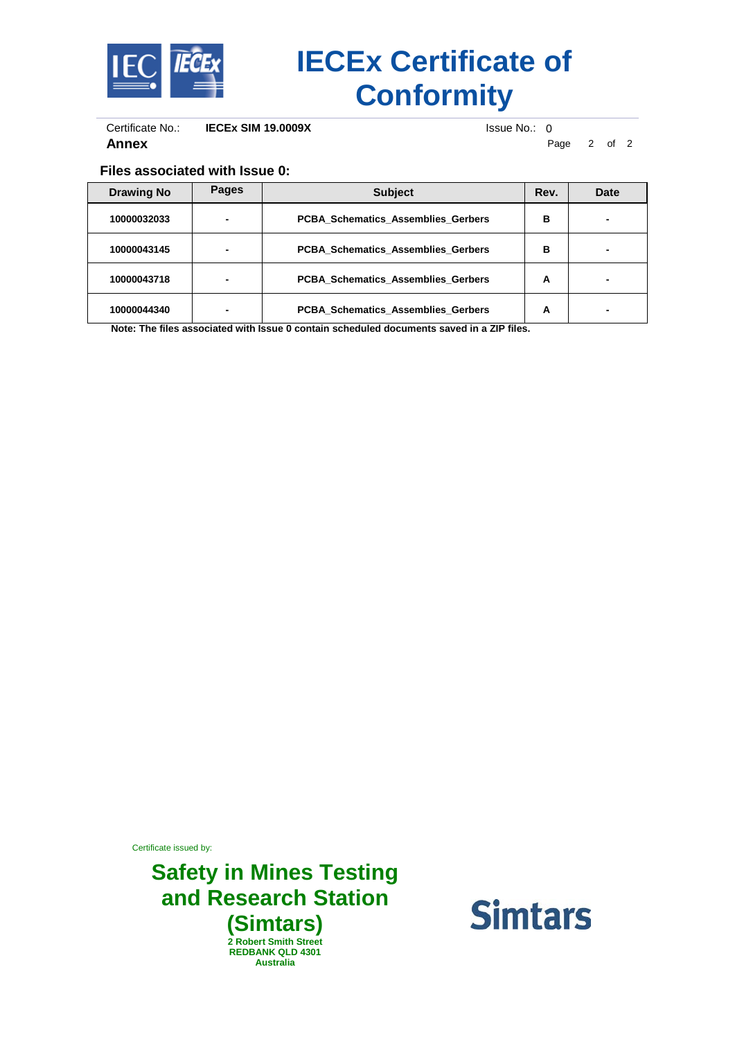# IECEx Certificate of Conformity

Certificate No.: **IECEx SIM 19.0009X** Issue No.: 0

**Annex**

### Files associated with Issue 0:

| Drawing No | Pages | Subject | Rev. | Date |
|---|---|---|---|---|
| 10000032033 | - | PCBA_Schematics_Assemblies_Gerbers | B | - |
| 10000043145 | - | PCBA_Schematics_Assemblies_Gerbers | B | - |
| 10000043718 | - | PCBA_Schematics_Assemblies_Gerbers | A | - |
| 10000044340 | - | PCBA_Schematics_Assemblies_Gerbers | A | - |

**Note: The files associated with Issue 0 contain scheduled documents saved in a ZIP files.**

Certificate issued by:

**Safety in Mines Testing and Research Station (Simtars)**
**2 Robert Smith Street**
**REDBANK QLD 4301**
**Australia**

Simtars